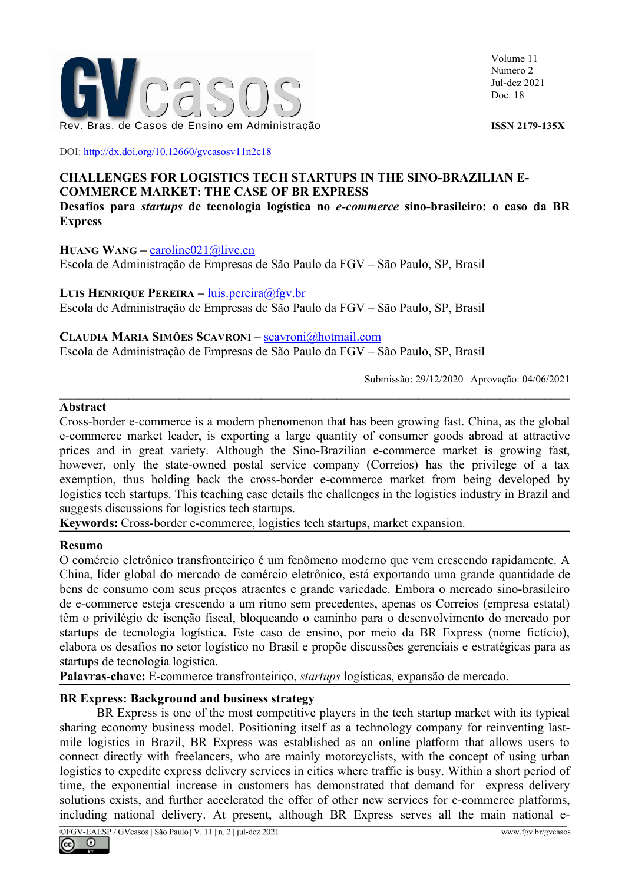DOI: http://dx.doi.org/10.12660/gvcasosv11n2c18

# CHALLENGES FOR LOGISTICS TECH STARTUPS IN THE SINO-BRAZILIAN E-COMMERCE MARKET: THE CASE OF BR EXPRESS

**Desafios para *startups* de tecnologia logística no *e-commerce* sino-brasileiro: o caso da BR Express**

**Huang Wang** – caroline021@live.cn
Escola de Administração de Empresas de São Paulo da FGV – São Paulo, SP, Brasil

**Luis Henrique Pereira** – luis.pereira@fgv.br
Escola de Administração de Empresas de São Paulo da FGV – São Paulo, SP, Brasil

**Claudia Maria Simões Scavroni** – scavroni@hotmail.com
Escola de Administração de Empresas de São Paulo da FGV – São Paulo, SP, Brasil

Submissão: 29/12/2020 | Aprovação: 04/06/2021

## Abstract

Cross-border e-commerce is a modern phenomenon that has been growing fast. China, as the global e-commerce market leader, is exporting a large quantity of consumer goods abroad at attractive prices and in great variety. Although the Sino-Brazilian e-commerce market is growing fast, however, only the state-owned postal service company (Correios) has the privilege of a tax exemption, thus holding back the cross-border e-commerce market from being developed by logistics tech startups. This teaching case details the challenges in the logistics industry in Brazil and suggests discussions for logistics tech startups.

**Keywords:** Cross-border e-commerce, logistics tech startups, market expansion.

## Resumo

O comércio eletrônico transfronteiriço é um fenômeno moderno que vem crescendo rapidamente. A China, líder global do mercado de comércio eletrônico, está exportando uma grande quantidade de bens de consumo com seus preços atraentes e grande variedade. Embora o mercado sino-brasileiro de e-commerce esteja crescendo a um ritmo sem precedentes, apenas os Correios (empresa estatal) têm o privilégio de isenção fiscal, bloqueando o caminho para o desenvolvimento do mercado por startups de tecnologia logística. Este caso de ensino, por meio da BR Express (nome fictício), elabora os desafios no setor logístico no Brasil e propõe discussões gerenciais e estratégicas para as startups de tecnologia logística.

**Palavras-chave:** E-commerce transfronteiriço, *startups* logísticas, expansão de mercado.

## BR Express: Background and business strategy

BR Express is one of the most competitive players in the tech startup market with its typical sharing economy business model. Positioning itself as a technology company for reinventing last-mile logistics in Brazil, BR Express was established as an online platform that allows users to connect directly with freelancers, who are mainly motorcyclists, with the concept of using urban logistics to expedite express delivery services in cities where traffic is busy. Within a short period of time, the exponential increase in customers has demonstrated that demand for express delivery solutions exists, and further accelerated the offer of other new services for e-commerce platforms, including national delivery. At present, although BR Express serves all the main national e-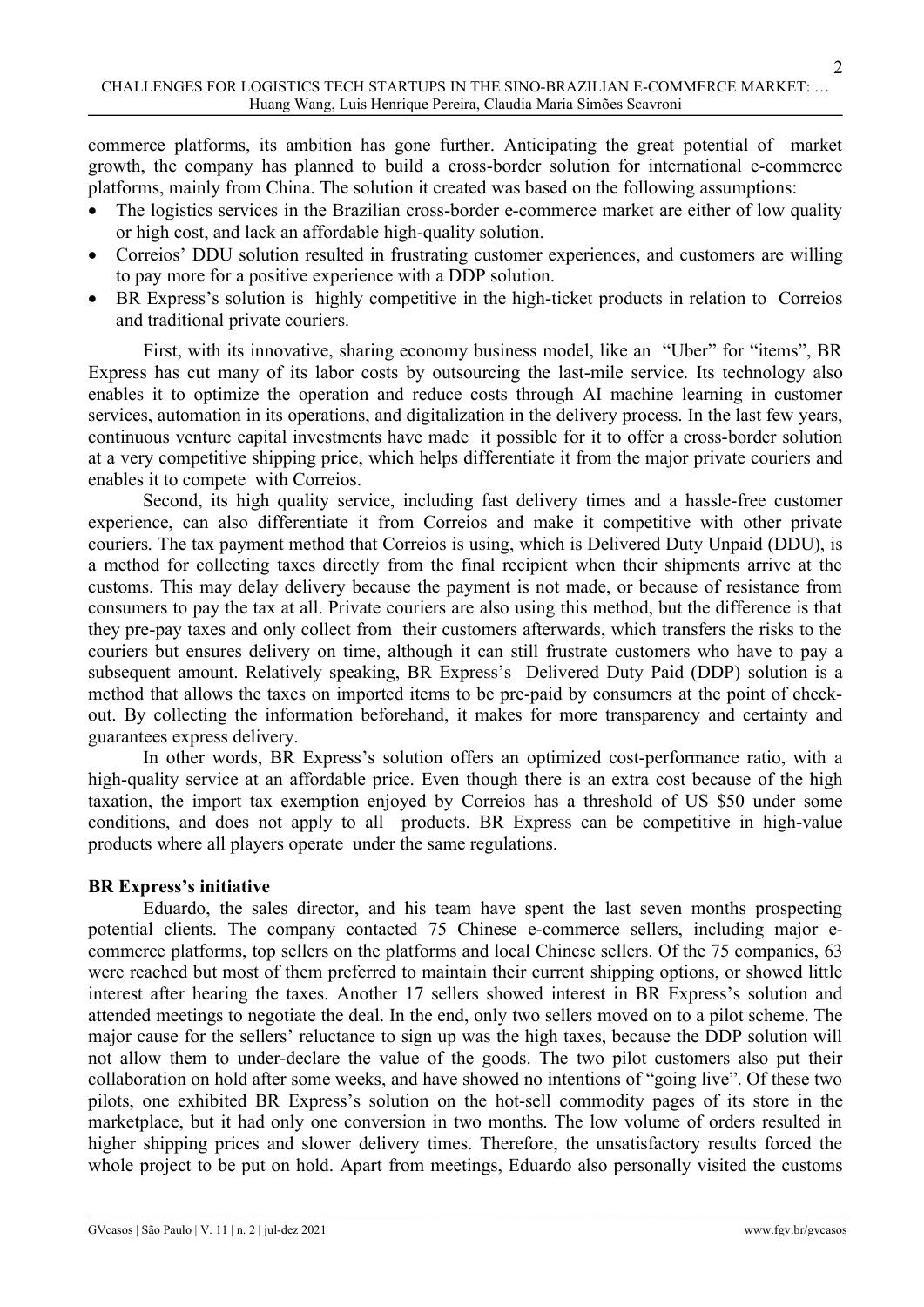commerce platforms, its ambition has gone further. Anticipating the great potential of market growth, the company has planned to build a cross-border solution for international e-commerce platforms, mainly from China. The solution it created was based on the following assumptions:

- The logistics services in the Brazilian cross-border e-commerce market are either of low quality or high cost, and lack an affordable high-quality solution.
- Correios' DDU solution resulted in frustrating customer experiences, and customers are willing to pay more for a positive experience with a DDP solution.
- BR Express's solution is highly competitive in the high-ticket products in relation to Correios and traditional private couriers.

First, with its innovative, sharing economy business model, like an "Uber" for "items", BR Express has cut many of its labor costs by outsourcing the last-mile service. Its technology also enables it to optimize the operation and reduce costs through AI machine learning in customer services, automation in its operations, and digitalization in the delivery process. In the last few years, continuous venture capital investments have made it possible for it to offer a cross-border solution at a very competitive shipping price, which helps differentiate it from the major private couriers and enables it to compete with Correios.

Second, its high quality service, including fast delivery times and a hassle-free customer experience, can also differentiate it from Correios and make it competitive with other private couriers. The tax payment method that Correios is using, which is Delivered Duty Unpaid (DDU), is a method for collecting taxes directly from the final recipient when their shipments arrive at the customs. This may delay delivery because the payment is not made, or because of resistance from consumers to pay the tax at all. Private couriers are also using this method, but the difference is that they pre-pay taxes and only collect from their customers afterwards, which transfers the risks to the couriers but ensures delivery on time, although it can still frustrate customers who have to pay a subsequent amount. Relatively speaking, BR Express's Delivered Duty Paid (DDP) solution is a method that allows the taxes on imported items to be pre-paid by consumers at the point of check-out. By collecting the information beforehand, it makes for more transparency and certainty and guarantees express delivery.

In other words, BR Express's solution offers an optimized cost-performance ratio, with a high-quality service at an affordable price. Even though there is an extra cost because of the high taxation, the import tax exemption enjoyed by Correios has a threshold of US $50 under some conditions, and does not apply to all products. BR Express can be competitive in high-value products where all players operate under the same regulations.

**BR Express's initiative**

Eduardo, the sales director, and his team have spent the last seven months prospecting potential clients. The company contacted 75 Chinese e-commerce sellers, including major e-commerce platforms, top sellers on the platforms and local Chinese sellers. Of the 75 companies, 63 were reached but most of them preferred to maintain their current shipping options, or showed little interest after hearing the taxes. Another 17 sellers showed interest in BR Express's solution and attended meetings to negotiate the deal. In the end, only two sellers moved on to a pilot scheme. The major cause for the sellers' reluctance to sign up was the high taxes, because the DDP solution will not allow them to under-declare the value of the goods. The two pilot customers also put their collaboration on hold after some weeks, and have showed no intentions of "going live". Of these two pilots, one exhibited BR Express's solution on the hot-sell commodity pages of its store in the marketplace, but it had only one conversion in two months. The low volume of orders resulted in higher shipping prices and slower delivery times. Therefore, the unsatisfactory results forced the whole project to be put on hold. Apart from meetings, Eduardo also personally visited the customs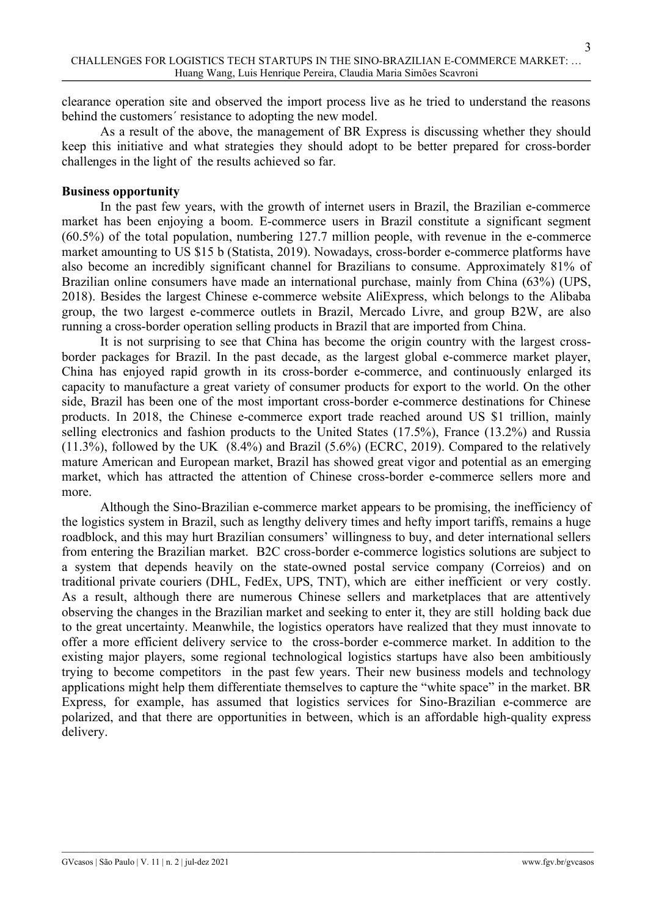clearance operation site and observed the import process live as he tried to understand the reasons behind the customers´ resistance to adopting the new model.

As a result of the above, the management of BR Express is discussing whether they should keep this initiative and what strategies they should adopt to be better prepared for cross-border challenges in the light of the results achieved so far.

**Business opportunity**

In the past few years, with the growth of internet users in Brazil, the Brazilian e-commerce market has been enjoying a boom. E-commerce users in Brazil constitute a significant segment (60.5%) of the total population, numbering 127.7 million people, with revenue in the e-commerce market amounting to US $15 b (Statista, 2019). Nowadays, cross-border e-commerce platforms have also become an incredibly significant channel for Brazilians to consume. Approximately 81% of Brazilian online consumers have made an international purchase, mainly from China (63%) (UPS, 2018). Besides the largest Chinese e-commerce website AliExpress, which belongs to the Alibaba group, the two largest e-commerce outlets in Brazil, Mercado Livre, and group B2W, are also running a cross-border operation selling products in Brazil that are imported from China.

It is not surprising to see that China has become the origin country with the largest cross-border packages for Brazil. In the past decade, as the largest global e-commerce market player, China has enjoyed rapid growth in its cross-border e-commerce, and continuously enlarged its capacity to manufacture a great variety of consumer products for export to the world. On the other side, Brazil has been one of the most important cross-border e-commerce destinations for Chinese products. In 2018, the Chinese e-commerce export trade reached around US $1 trillion, mainly selling electronics and fashion products to the United States (17.5%), France (13.2%) and Russia (11.3%), followed by the UK (8.4%) and Brazil (5.6%) (ECRC, 2019). Compared to the relatively mature American and European market, Brazil has showed great vigor and potential as an emerging market, which has attracted the attention of Chinese cross-border e-commerce sellers more and more.

Although the Sino-Brazilian e-commerce market appears to be promising, the inefficiency of the logistics system in Brazil, such as lengthy delivery times and hefty import tariffs, remains a huge roadblock, and this may hurt Brazilian consumers' willingness to buy, and deter international sellers from entering the Brazilian market. B2C cross-border e-commerce logistics solutions are subject to a system that depends heavily on the state-owned postal service company (Correios) and on traditional private couriers (DHL, FedEx, UPS, TNT), which are either inefficient or very costly. As a result, although there are numerous Chinese sellers and marketplaces that are attentively observing the changes in the Brazilian market and seeking to enter it, they are still holding back due to the great uncertainty. Meanwhile, the logistics operators have realized that they must innovate to offer a more efficient delivery service to the cross-border e-commerce market. In addition to the existing major players, some regional technological logistics startups have also been ambitiously trying to become competitors in the past few years. Their new business models and technology applications might help them differentiate themselves to capture the "white space" in the market. BR Express, for example, has assumed that logistics services for Sino-Brazilian e-commerce are polarized, and that there are opportunities in between, which is an affordable high-quality express delivery.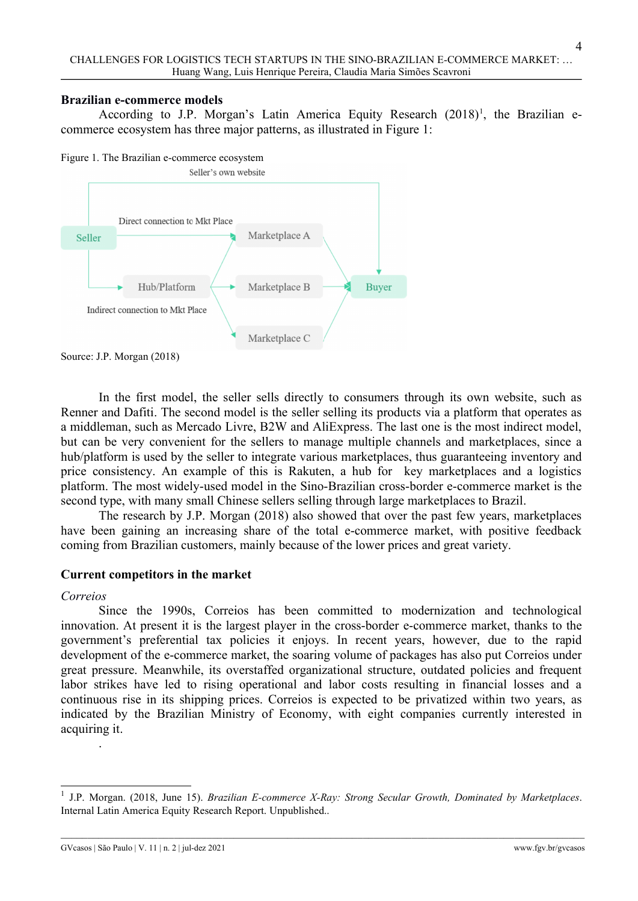## Brazilian e-commerce models

According to J.P. Morgan's Latin America Equity Research (2018)[1], the Brazilian e-commerce ecosystem has three major patterns, as illustrated in Figure 1:

Figure 1. The Brazilian e-commerce ecosystem

Seller's own website

Direct connection to Mkt Place

Seller

Marketplace A

Hub/Platform

Marketplace B

Buyer

Indirect connection to Mkt Place

Marketplace C

Source: J.P. Morgan (2018)

In the first model, the seller sells directly to consumers through its own website, such as Renner and Dafiti. The second model is the seller selling its products via a platform that operates as a middleman, such as Mercado Livre, B2W and AliExpress. The last one is the most indirect model, but can be very convenient for the sellers to manage multiple channels and marketplaces, since a hub/platform is used by the seller to integrate various marketplaces, thus guaranteeing inventory and price consistency. An example of this is Rakuten, a hub for key marketplaces and a logistics platform. The most widely-used model in the Sino-Brazilian cross-border e-commerce market is the second type, with many small Chinese sellers selling through large marketplaces to Brazil.

The research by J.P. Morgan (2018) also showed that over the past few years, marketplaces have been gaining an increasing share of the total e-commerce market, with positive feedback coming from Brazilian customers, mainly because of the lower prices and great variety.

## Current competitors in the market

*Correios*

Since the 1990s, Correios has been committed to modernization and technological innovation. At present it is the largest player in the cross-border e-commerce market, thanks to the government's preferential tax policies it enjoys. In recent years, however, due to the rapid development of the e-commerce market, the soaring volume of packages has also put Correios under great pressure. Meanwhile, its overstaffed organizational structure, outdated policies and frequent labor strikes have led to rising operational and labor costs resulting in financial losses and a continuous rise in its shipping prices. Correios is expected to be privatized within two years, as indicated by the Brazilian Ministry of Economy, with eight companies currently interested in acquiring it.

[1] J.P. Morgan. (2018, June 15). *Brazilian E-commerce X-Ray: Strong Secular Growth, Dominated by Marketplaces*. Internal Latin America Equity Research Report. Unpublished..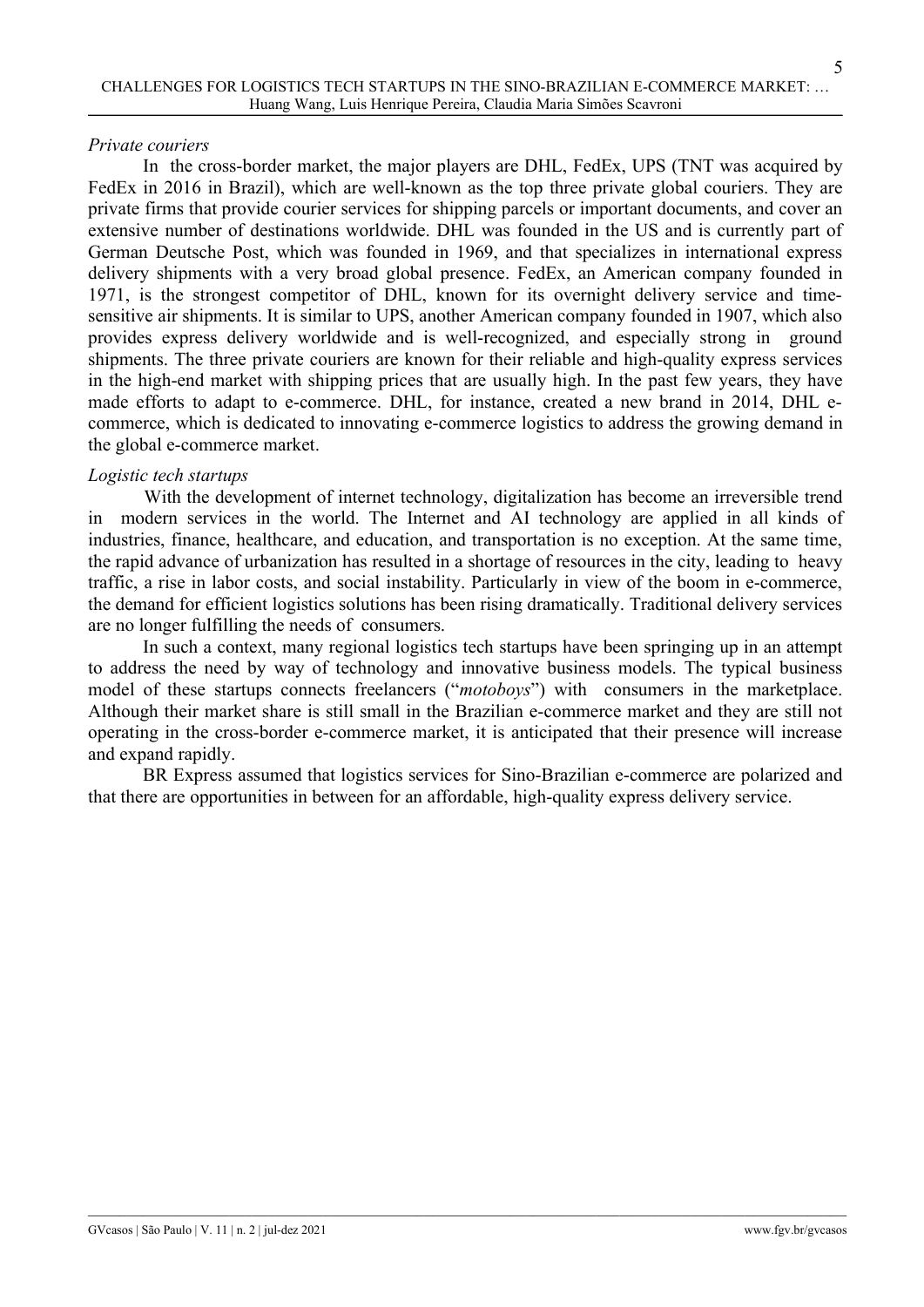*Private couriers*

In the cross-border market, the major players are DHL, FedEx, UPS (TNT was acquired by FedEx in 2016 in Brazil), which are well-known as the top three private global couriers. They are private firms that provide courier services for shipping parcels or important documents, and cover an extensive number of destinations worldwide. DHL was founded in the US and is currently part of German Deutsche Post, which was founded in 1969, and that specializes in international express delivery shipments with a very broad global presence. FedEx, an American company founded in 1971, is the strongest competitor of DHL, known for its overnight delivery service and time-sensitive air shipments. It is similar to UPS, another American company founded in 1907, which also provides express delivery worldwide and is well-recognized, and especially strong in ground shipments. The three private couriers are known for their reliable and high-quality express services in the high-end market with shipping prices that are usually high. In the past few years, they have made efforts to adapt to e-commerce. DHL, for instance, created a new brand in 2014, DHL e-commerce, which is dedicated to innovating e-commerce logistics to address the growing demand in the global e-commerce market.

*Logistic tech startups*

With the development of internet technology, digitalization has become an irreversible trend in modern services in the world. The Internet and AI technology are applied in all kinds of industries, finance, healthcare, and education, and transportation is no exception. At the same time, the rapid advance of urbanization has resulted in a shortage of resources in the city, leading to heavy traffic, a rise in labor costs, and social instability. Particularly in view of the boom in e-commerce, the demand for efficient logistics solutions has been rising dramatically. Traditional delivery services are no longer fulfilling the needs of consumers.

In such a context, many regional logistics tech startups have been springing up in an attempt to address the need by way of technology and innovative business models. The typical business model of these startups connects freelancers ("*motoboys*") with consumers in the marketplace. Although their market share is still small in the Brazilian e-commerce market and they are still not operating in the cross-border e-commerce market, it is anticipated that their presence will increase and expand rapidly.

BR Express assumed that logistics services for Sino-Brazilian e-commerce are polarized and that there are opportunities in between for an affordable, high-quality express delivery service.